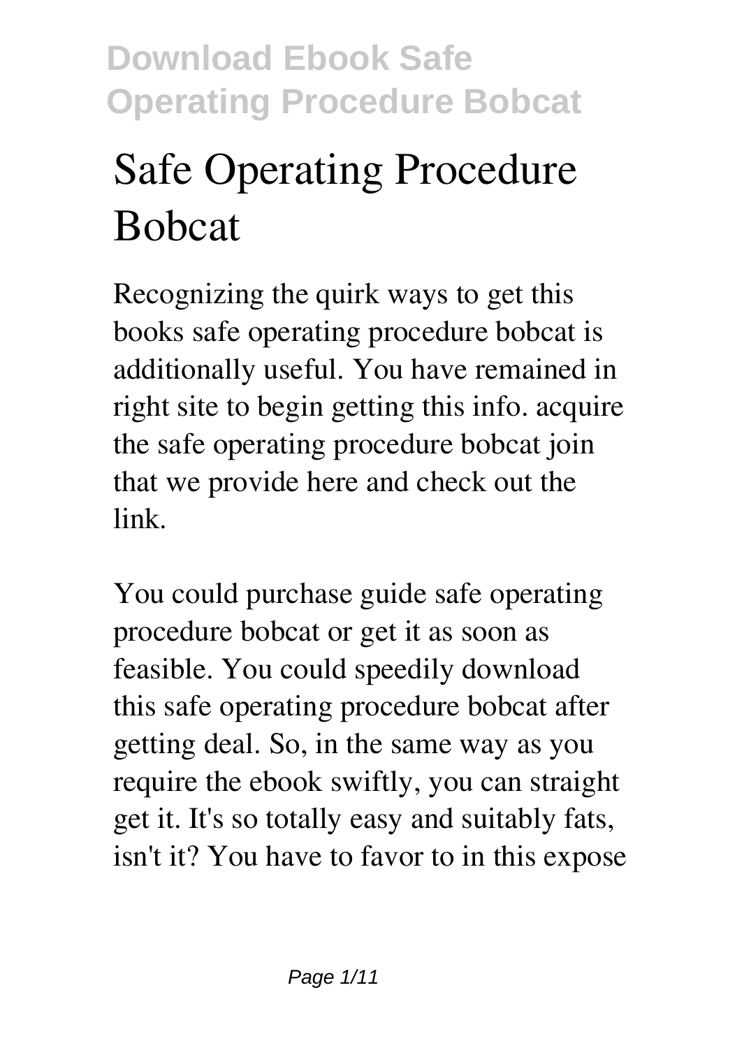# Safe Operating Procedure Bobcat

Recognizing the quirk ways to get this books safe operating procedure bobcat is additionally useful. You have remained in right site to begin getting this info. acquire the safe operating procedure bobcat join that we provide here and check out the link.

You could purchase guide safe operating procedure bobcat or get it as soon as feasible. You could speedily download this safe operating procedure bobcat after getting deal. So, in the same way as you require the ebook swiftly, you can straight get it. It's so totally easy and suitably fats, isn't it? You have to favor to in this expose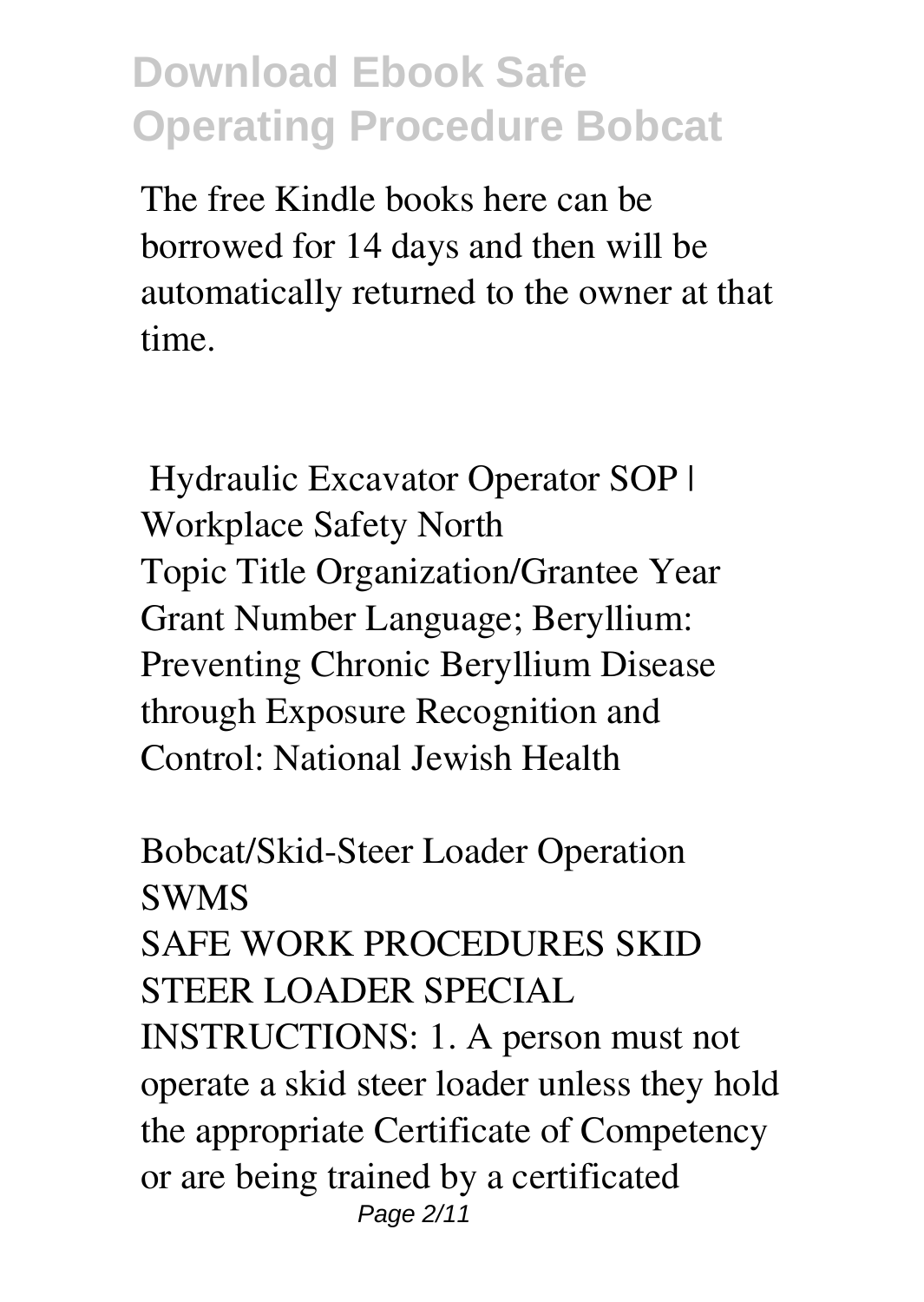The free Kindle books here can be borrowed for 14 days and then will be automatically returned to the owner at that time.

**Hydraulic Excavator Operator SOP | Workplace Safety North**

Topic Title Organization/Grantee Year Grant Number Language; Beryllium: Preventing Chronic Beryllium Disease through Exposure Recognition and Control: National Jewish Health

**Bobcat/Skid-Steer Loader Operation SWMS**

SAFE WORK PROCEDURES SKID STEER LOADER SPECIAL INSTRUCTIONS: 1. A person must not operate a skid steer loader unless they hold the appropriate Certificate of Competency or are being trained by a certificated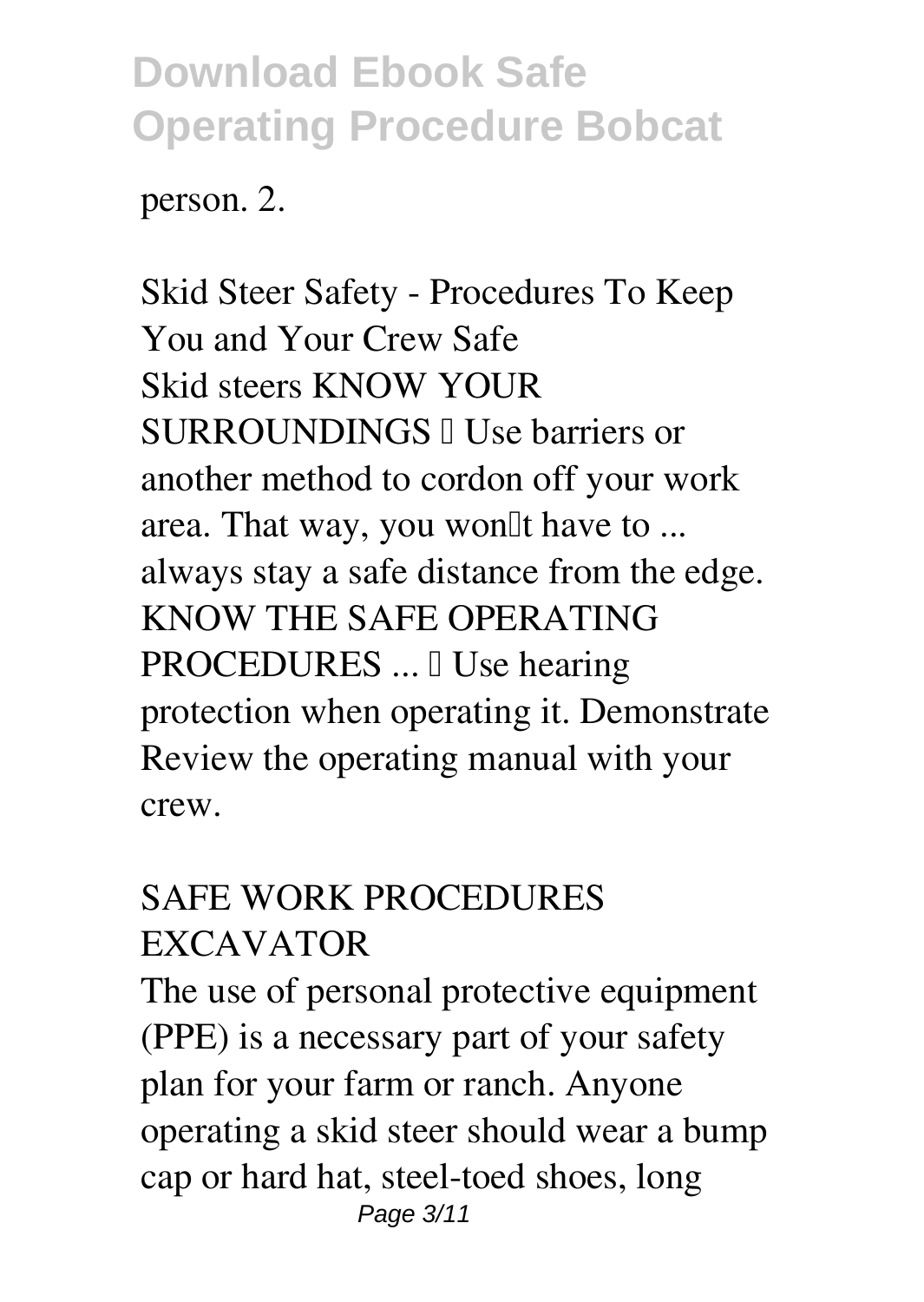person. 2.

## Skid Steer Safety - Procedures To Keep You and Your Crew Safe

Skid steers KNOW YOUR SURROUNDINGS  Use barriers or another method to cordon off your work area. That way, you won't have to ... always stay a safe distance from the edge. KNOW THE SAFE OPERATING PROCEDURES ...  Use hearing protection when operating it. Demonstrate Review the operating manual with your crew.

## SAFE WORK PROCEDURES EXCAVATOR

The use of personal protective equipment (PPE) is a necessary part of your safety plan for your farm or ranch. Anyone operating a skid steer should wear a bump cap or hard hat, steel-toed shoes, long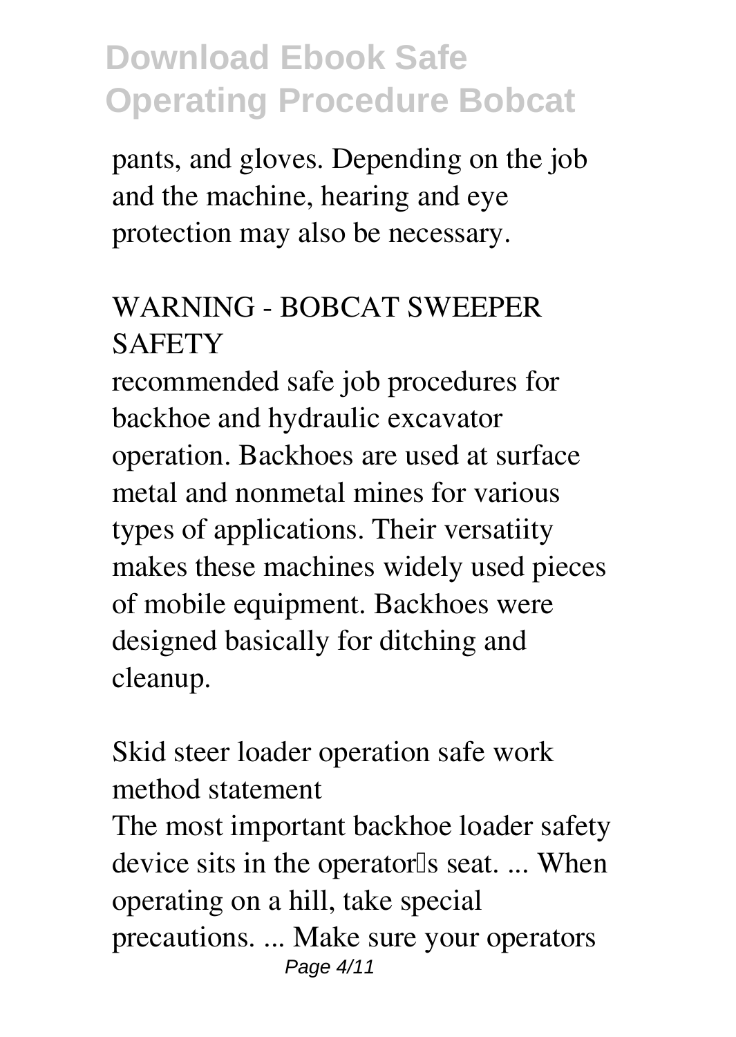pants, and gloves. Depending on the job and the machine, hearing and eye protection may also be necessary.

## WARNING - BOBCAT SWEEPER SAFETY

recommended safe job procedures for backhoe and hydraulic excavator operation. Backhoes are used at surface metal and nonmetal mines for various types of applications. Their versatiity makes these machines widely used pieces of mobile equipment. Backhoes were designed basically for ditching and cleanup.

## Skid steer loader operation safe work method statement

The most important backhoe loader safety device sits in the operator's seat. ... When operating on a hill, take special precautions. ... Make sure your operators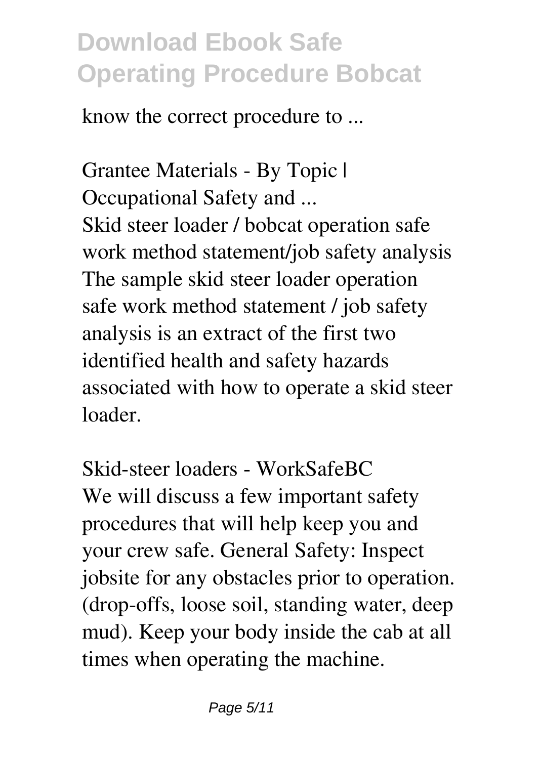know the correct procedure to ...

**Grantee Materials - By Topic | Occupational Safety and ...**

Skid steer loader / bobcat operation safe work method statement/job safety analysis The sample skid steer loader operation safe work method statement / job safety analysis is an extract of the first two identified health and safety hazards associated with how to operate a skid steer loader.

**Skid-steer loaders - WorkSafeBC**

We will discuss a few important safety procedures that will help keep you and your crew safe. General Safety: Inspect jobsite for any obstacles prior to operation. (drop-offs, loose soil, standing water, deep mud). Keep your body inside the cab at all times when operating the machine.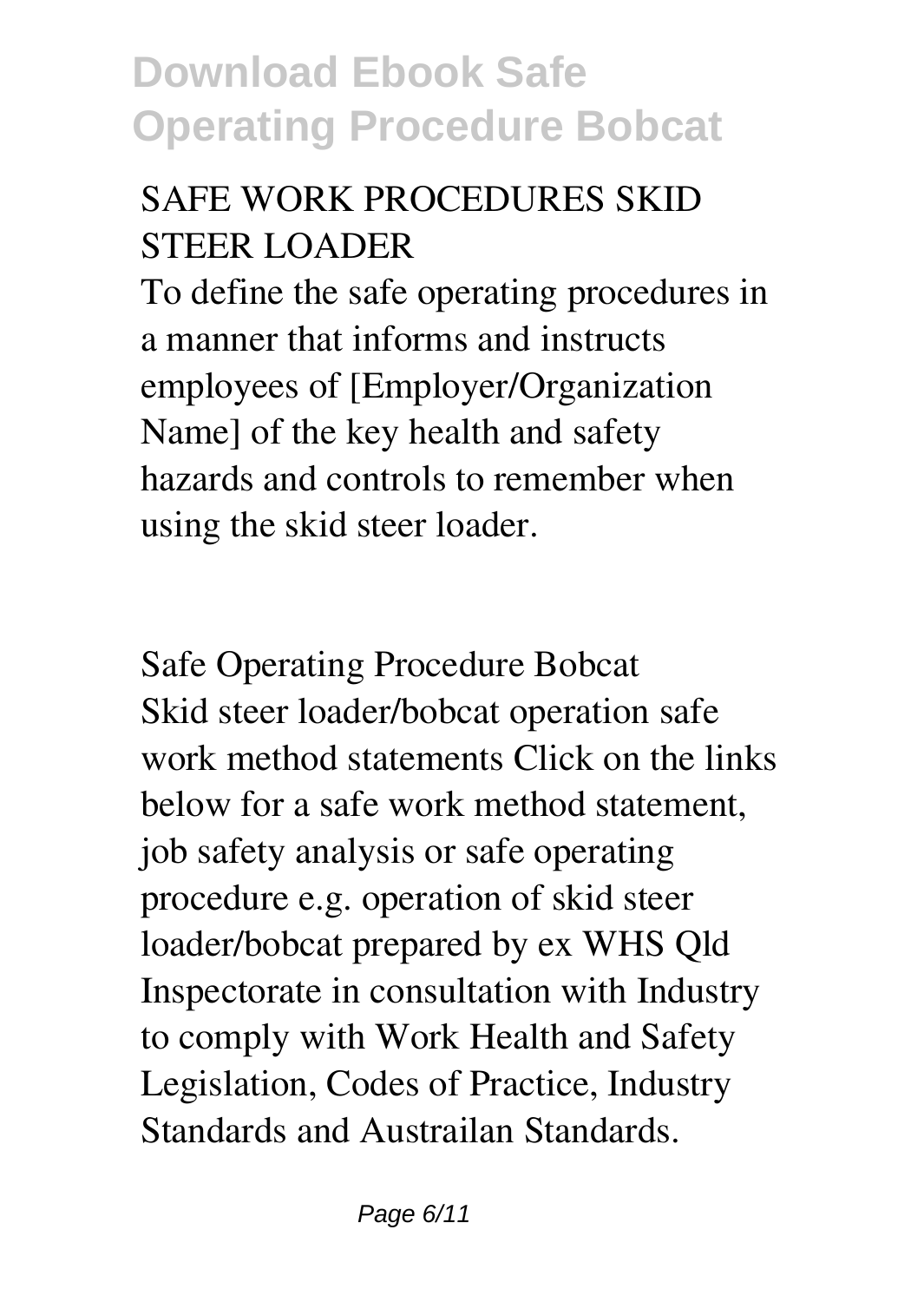## SAFE WORK PROCEDURES SKID STEER LOADER

To define the safe operating procedures in a manner that informs and instructs employees of [Employer/Organization Name] of the key health and safety hazards and controls to remember when using the skid steer loader.

## Safe Operating Procedure Bobcat

Skid steer loader/bobcat operation safe work method statements Click on the links below for a safe work method statement, job safety analysis or safe operating procedure e.g. operation of skid steer loader/bobcat prepared by ex WHS Qld Inspectorate in consultation with Industry to comply with Work Health and Safety Legislation, Codes of Practice, Industry Standards and Austrailan Standards.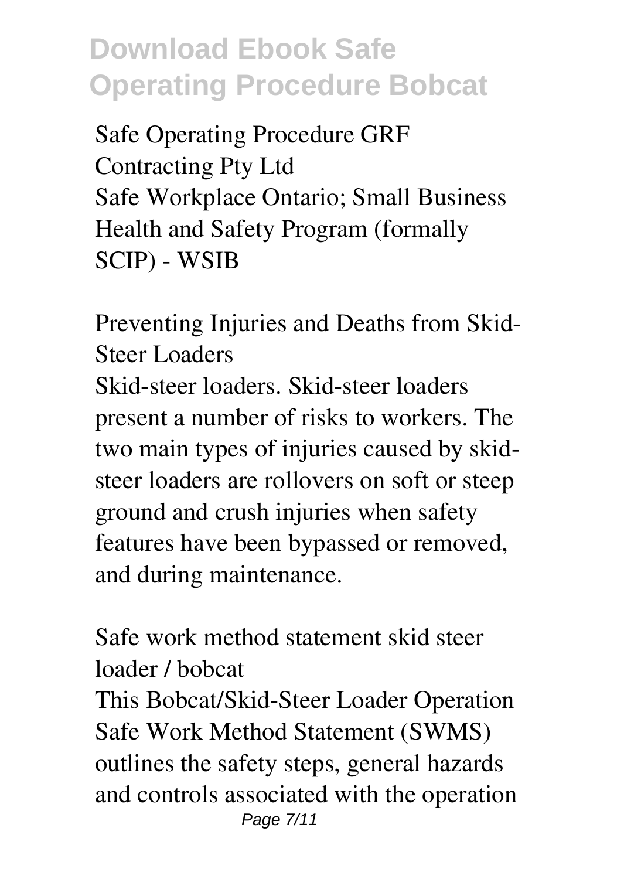**Safe Operating Procedure GRF Contracting Pty Ltd**

Safe Workplace Ontario; Small Business Health and Safety Program (formally SCIP) - WSIB

**Preventing Injuries and Deaths from Skid-Steer Loaders**

Skid-steer loaders. Skid-steer loaders present a number of risks to workers. The two main types of injuries caused by skid-steer loaders are rollovers on soft or steep ground and crush injuries when safety features have been bypassed or removed, and during maintenance.

**Safe work method statement skid steer loader / bobcat**

This Bobcat/Skid-Steer Loader Operation Safe Work Method Statement (SWMS) outlines the safety steps, general hazards and controls associated with the operation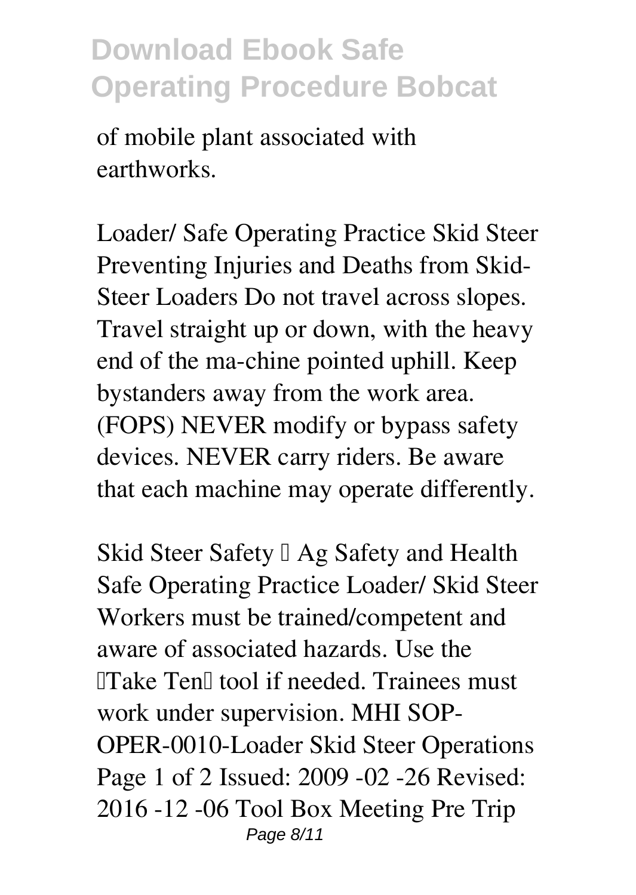of mobile plant associated with earthworks.

Loader/ Safe Operating Practice Skid Steer Preventing Injuries and Deaths from Skid-Steer Loaders Do not travel across slopes. Travel straight up or down, with the heavy end of the ma-chine pointed uphill. Keep bystanders away from the work area. (FOPS) NEVER modify or bypass safety devices. NEVER carry riders. Be aware that each machine may operate differently.

Skid Steer Safety – Ag Safety and Health Safe Operating Practice Loader/ Skid Steer Workers must be trained/competent and aware of associated hazards. Use the "Take Ten" tool if needed. Trainees must work under supervision. MHI SOP-OPER-0010-Loader Skid Steer Operations Page 1 of 2 Issued: 2009 -02 -26 Revised: 2016 -12 -06 Tool Box Meeting Pre Trip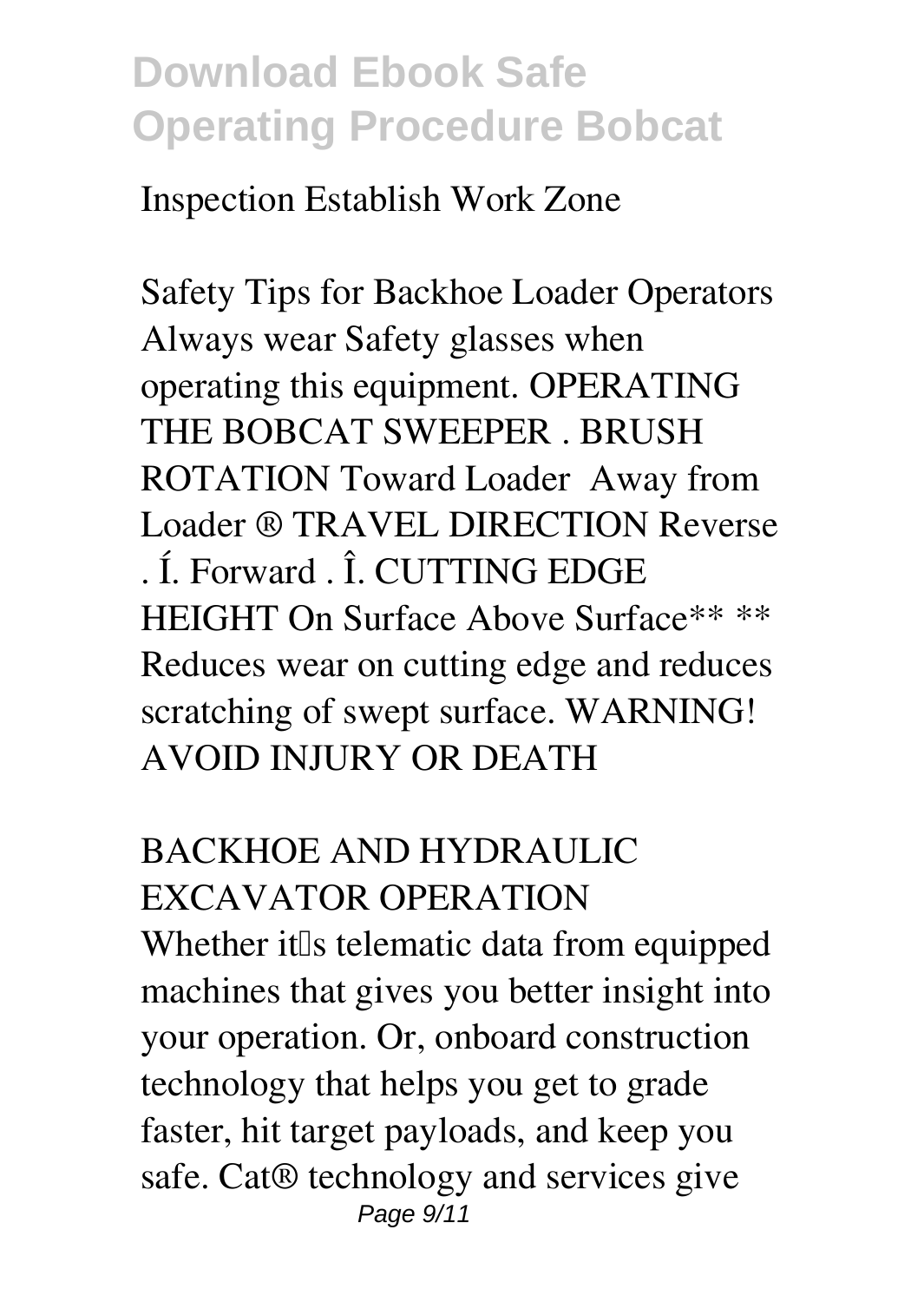Inspection Establish Work Zone

## Safety Tips for Backhoe Loader Operators

Always wear Safety glasses when operating this equipment. OPERATING THE BOBCAT SWEEPER . BRUSH ROTATION Toward Loader  Away from Loader ® TRAVEL DIRECTION Reverse . Í. Forward . Î. CUTTING EDGE HEIGHT On Surface Above Surface** ** Reduces wear on cutting edge and reduces scratching of swept surface. WARNING! AVOID INJURY OR DEATH

## BACKHOE AND HYDRAULIC EXCAVATOR OPERATION

Whether it's telematic data from equipped machines that gives you better insight into your operation. Or, onboard construction technology that helps you get to grade faster, hit target payloads, and keep you safe. Cat® technology and services give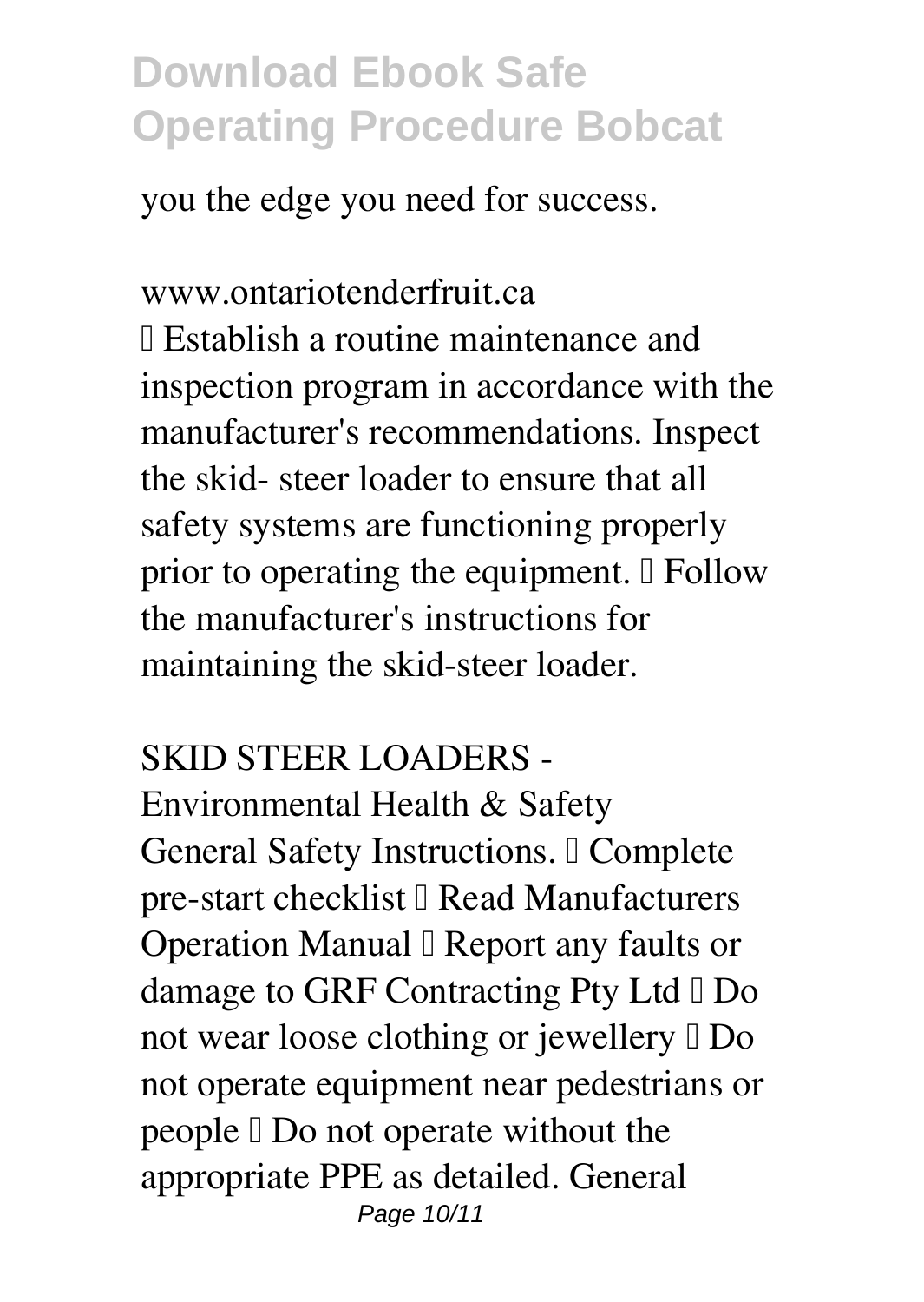you the edge you need for success.

www.ontariotenderfruit.ca

 Establish a routine maintenance and inspection program in accordance with the manufacturer's recommendations. Inspect the skid- steer loader to ensure that all safety systems are functioning properly prior to operating the equipment.  Follow the manufacturer's instructions for maintaining the skid-steer loader.

SKID STEER LOADERS - Environmental Health & Safety

General Safety Instructions.  Complete pre-start checklist  Read Manufacturers Operation Manual  Report any faults or damage to GRF Contracting Pty Ltd  Do not wear loose clothing or jewellery  Do not operate equipment near pedestrians or people  Do not operate without the appropriate PPE as detailed. General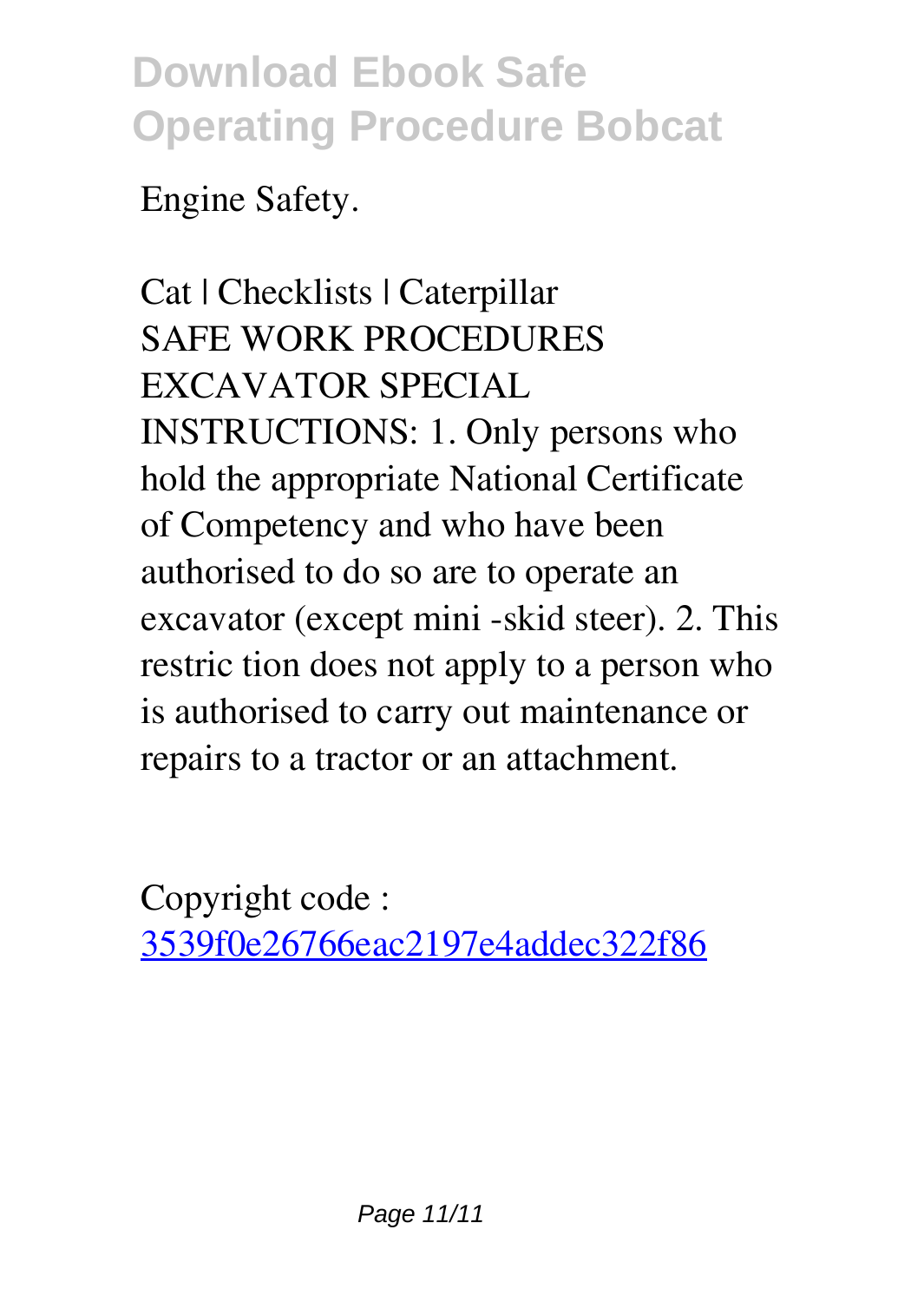Engine Safety.

Cat | Checklists | Caterpillar
SAFE WORK PROCEDURES EXCAVATOR SPECIAL INSTRUCTIONS: 1. Only persons who hold the appropriate National Certificate of Competency and who have been authorised to do so are to operate an excavator (except mini -skid steer). 2. This restric tion does not apply to a person who is authorised to carry out maintenance or repairs to a tractor or an attachment.

Copyright code : 3539f0e26766eac2197e4addec322f86